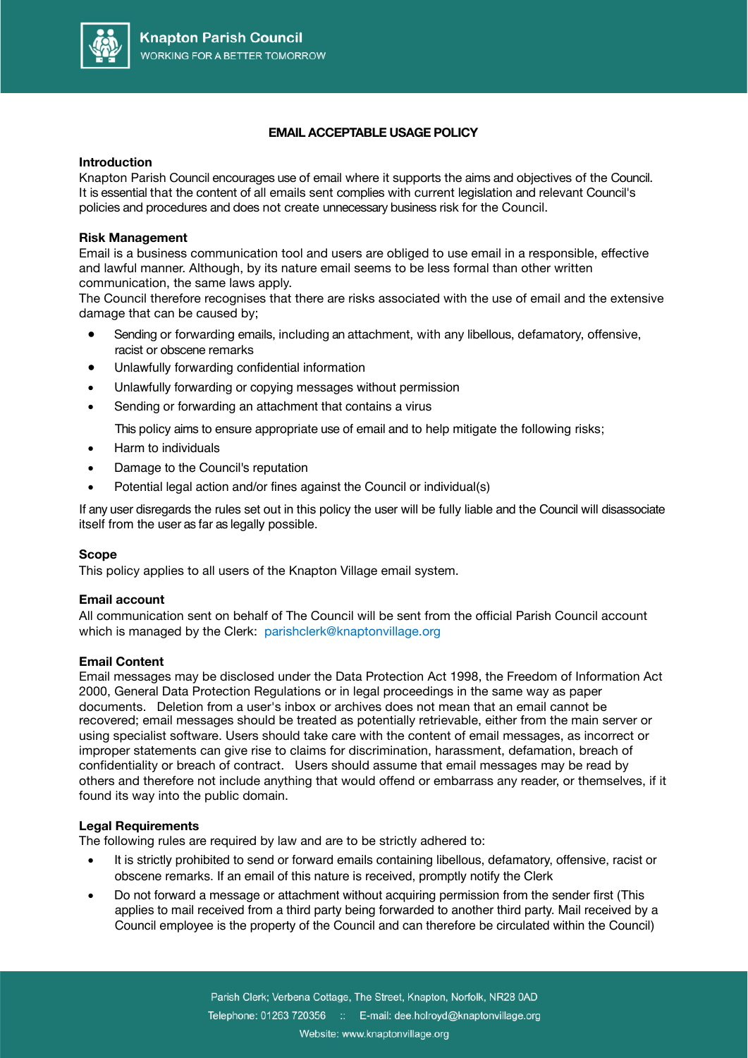Knapton Parish Council
WORKING FOR A BETTER TOMORROW

# EMAIL ACCEPTABLE USAGE POLICY

**Introduction**
Knapton Parish Council encourages use of email where it supports the aims and objectives of the Council. It is essential that the content of all emails sent complies with current legislation and relevant Council's policies and procedures and does not create unnecessary business risk for the Council.

**Risk Management**
Email is a business communication tool and users are obliged to use email in a responsible, effective and lawful manner. Although, by its nature email seems to be less formal than other written communication, the same laws apply.
The Council therefore recognises that there are risks associated with the use of email and the extensive damage that can be caused by;

- Sending or forwarding emails, including an attachment, with any libellous, defamatory, offensive, racist or obscene remarks
- Unlawfully forwarding confidential information
- Unlawfully forwarding or copying messages without permission
- Sending or forwarding an attachment that contains a virus

This policy aims to ensure appropriate use of email and to help mitigate the following risks;

- Harm to individuals
- Damage to the Council's reputation
- Potential legal action and/or fines against the Council or individual(s)

If any user disregards the rules set out in this policy the user will be fully liable and the Council will disassociate itself from the user as far as legally possible.

**Scope**
This policy applies to all users of the Knapton Village email system.

**Email account**
All communication sent on behalf of The Council will be sent from the official Parish Council account which is managed by the Clerk: parishclerk@knaptonvillage.org

**Email Content**
Email messages may be disclosed under the Data Protection Act 1998, the Freedom of Information Act 2000, General Data Protection Regulations or in legal proceedings in the same way as paper documents. Deletion from a user's inbox or archives does not mean that an email cannot be recovered; email messages should be treated as potentially retrievable, either from the main server or using specialist software. Users should take care with the content of email messages, as incorrect or improper statements can give rise to claims for discrimination, harassment, defamation, breach of confidentiality or breach of contract. Users should assume that email messages may be read by others and therefore not include anything that would offend or embarrass any reader, or themselves, if it found its way into the public domain.

**Legal Requirements**
The following rules are required by law and are to be strictly adhered to:

- It is strictly prohibited to send or forward emails containing libellous, defamatory, offensive, racist or obscene remarks. If an email of this nature is received, promptly notify the Clerk
- Do not forward a message or attachment without acquiring permission from the sender first (This applies to mail received from a third party being forwarded to another third party. Mail received by a Council employee is the property of the Council and can therefore be circulated within the Council)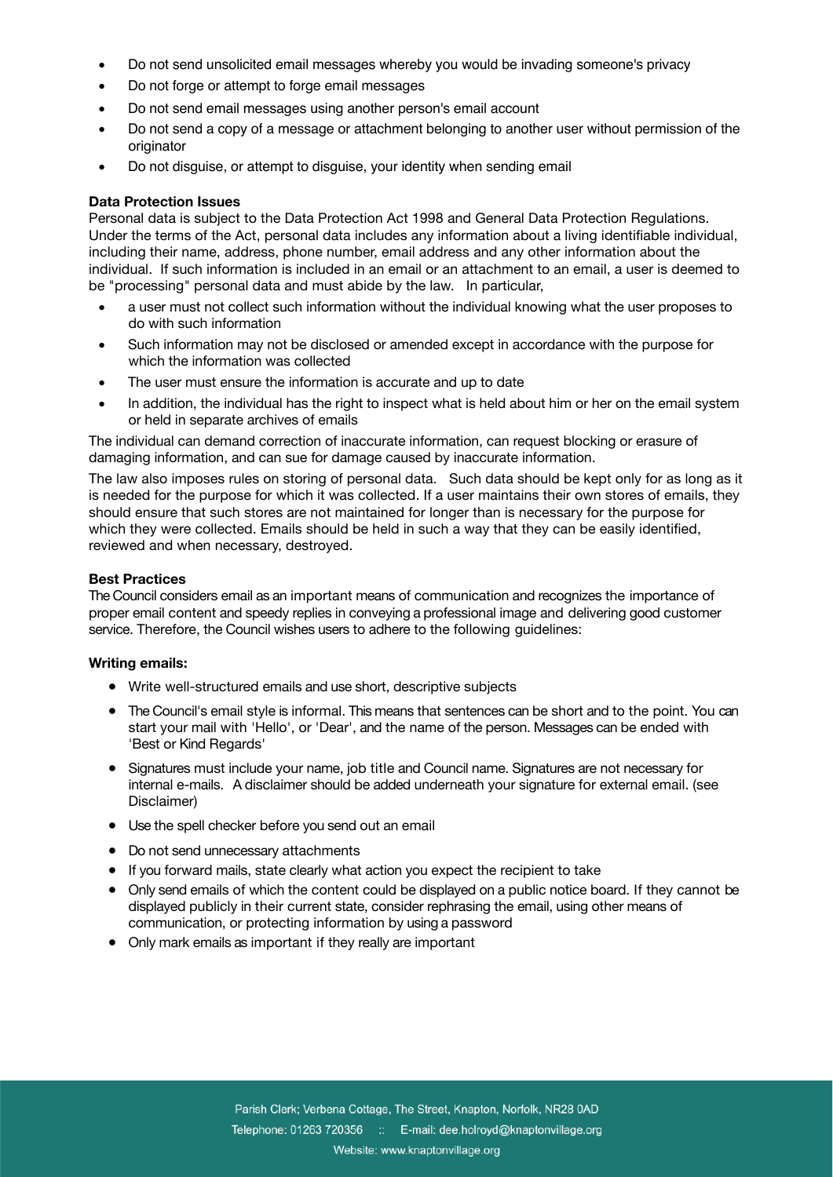- Do not send unsolicited email messages whereby you would be invading someone's privacy
- Do not forge or attempt to forge email messages
- Do not send email messages using another person's email account
- Do not send a copy of a message or attachment belonging to another user without permission of the originator
- Do not disguise, or attempt to disguise, your identity when sending email

**Data Protection Issues**

Personal data is subject to the Data Protection Act 1998 and General Data Protection Regulations. Under the terms of the Act, personal data includes any information about a living identifiable individual, including their name, address, phone number, email address and any other information about the individual. If such information is included in an email or an attachment to an email, a user is deemed to be "processing" personal data and must abide by the law. In particular,

- a user must not collect such information without the individual knowing what the user proposes to do with such information
- Such information may not be disclosed or amended except in accordance with the purpose for which the information was collected
- The user must ensure the information is accurate and up to date
- In addition, the individual has the right to inspect what is held about him or her on the email system or held in separate archives of emails

The individual can demand correction of inaccurate information, can request blocking or erasure of damaging information, and can sue for damage caused by inaccurate information.

The law also imposes rules on storing of personal data. Such data should be kept only for as long as it is needed for the purpose for which it was collected. If a user maintains their own stores of emails, they should ensure that such stores are not maintained for longer than is necessary for the purpose for which they were collected. Emails should be held in such a way that they can be easily identified, reviewed and when necessary, destroyed.

**Best Practices**

The Council considers email as an important means of communication and recognizes the importance of proper email content and speedy replies in conveying a professional image and delivering good customer service. Therefore, the Council wishes users to adhere to the following guidelines:

**Writing emails:**

- Write well-structured emails and use short, descriptive subjects
- The Council's email style is informal. This means that sentences can be short and to the point. You can start your mail with 'Hello', or 'Dear', and the name of the person. Messages can be ended with 'Best or Kind Regards'
- Signatures must include your name, job title and Council name. Signatures are not necessary for internal e-mails. A disclaimer should be added underneath your signature for external email. (see Disclaimer)
- Use the spell checker before you send out an email
- Do not send unnecessary attachments
- If you forward mails, state clearly what action you expect the recipient to take
- Only send emails of which the content could be displayed on a public notice board. If they cannot be displayed publicly in their current state, consider rephrasing the email, using other means of communication, or protecting information by using a password
- Only mark emails as important if they really are important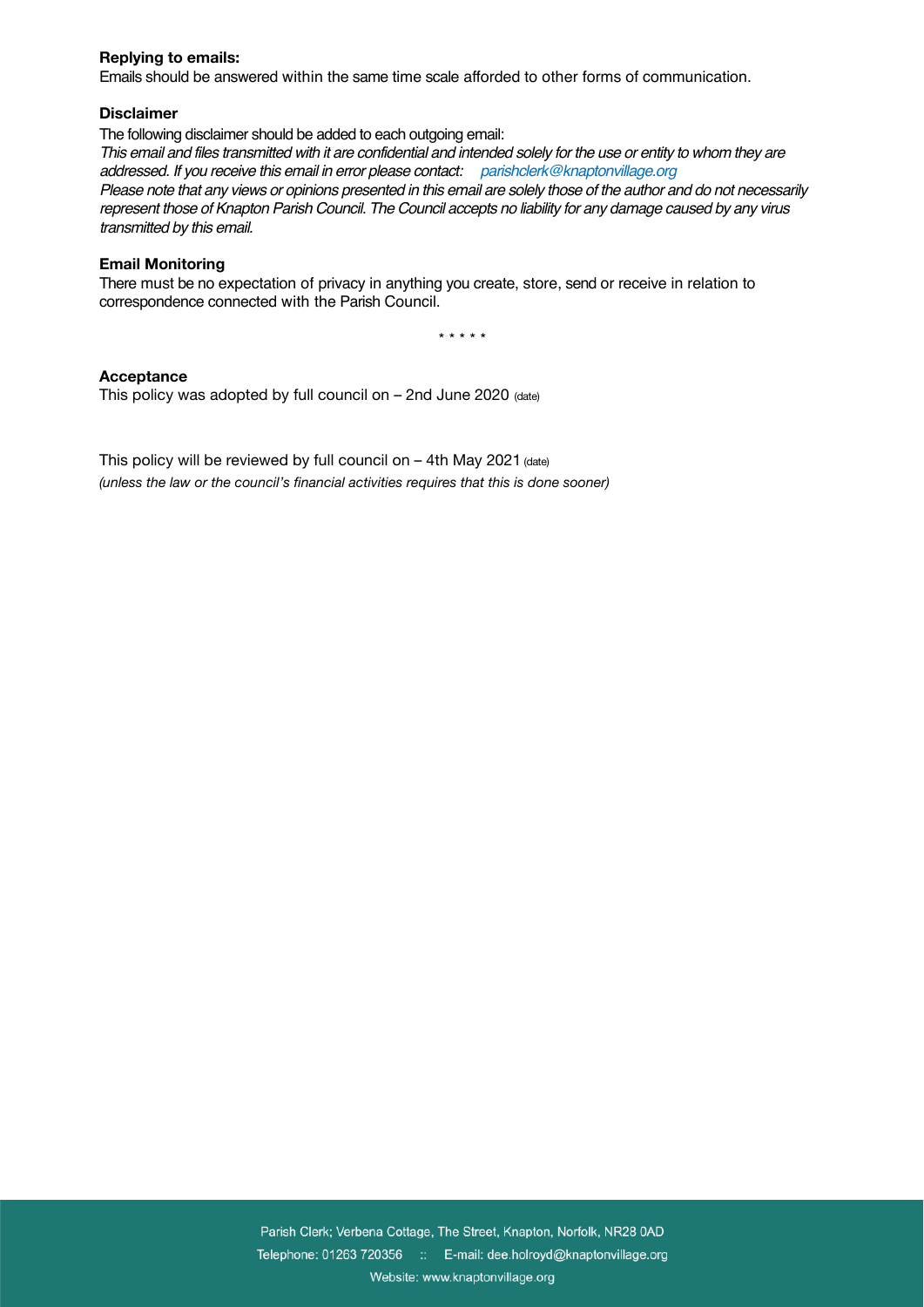**Replying to emails:**
Emails should be answered within the same time scale afforded to other forms of communication.

**Disclaimer**
The following disclaimer should be added to each outgoing email:
*This email and files transmitted with it are confidential and intended solely for the use or entity to whom they are addressed. If you receive this email in error please contact: parishclerk@knaptonvillage.org*
*Please note that any views or opinions presented in this email are solely those of the author and do not necessarily represent those of Knapton Parish Council. The Council accepts no liability for any damage caused by any virus transmitted by this email.*

**Email Monitoring**
There must be no expectation of privacy in anything you create, store, send or receive in relation to correspondence connected with the Parish Council.

\* \* \* \* \*

**Acceptance**
This policy was adopted by full council on – 2nd June 2020 (date)

This policy will be reviewed by full council on – 4th May 2021 (date)
*(unless the law or the council's financial activities requires that this is done sooner)*

Parish Clerk; Verbena Cottage, The Street, Knapton, Norfolk, NR28 0AD
Telephone: 01263 720356 :: E-mail: dee.holroyd@knaptonvillage.org
Website: www.knaptonvillage.org